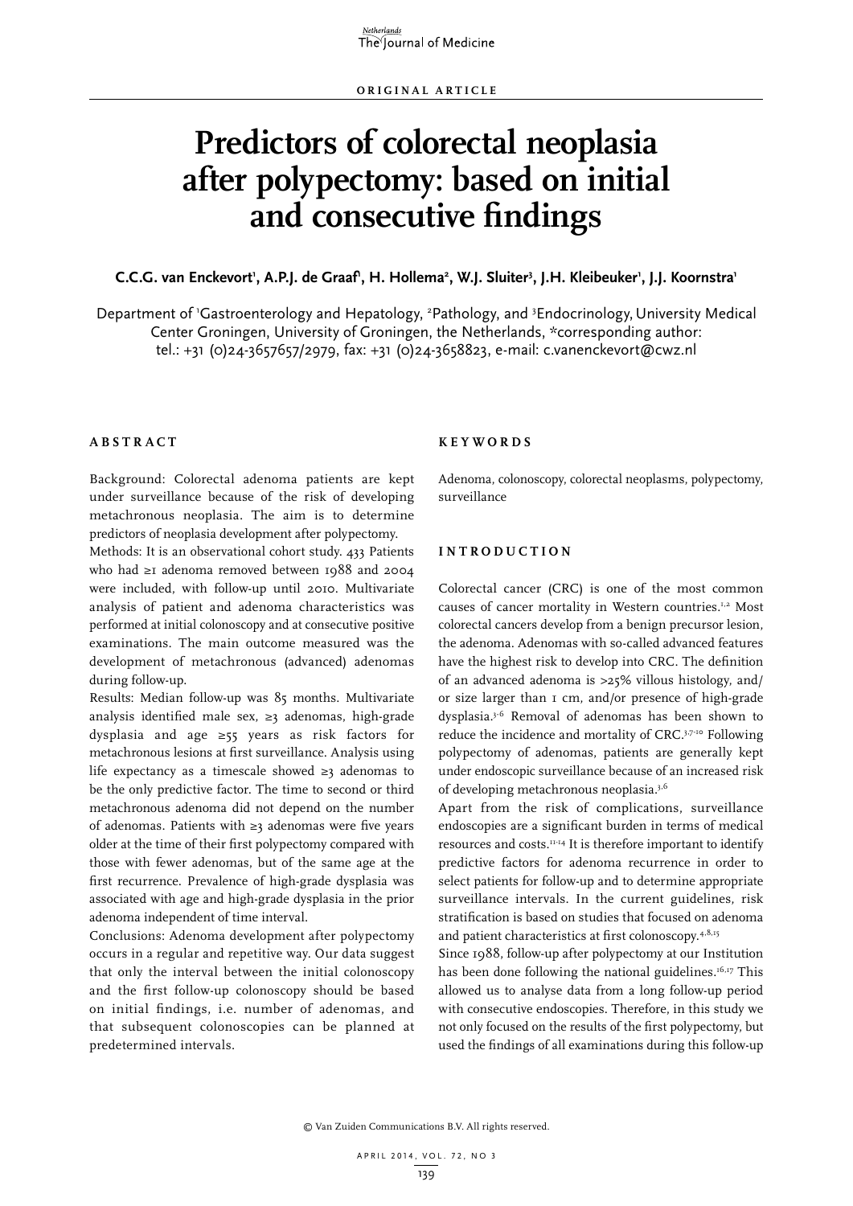ORIGINAL ARTICLE

# Predictors of colorectal neoplasia after polypectomy: based on initial and consecutive findings

**C.C.G. van Enckevort[1], A.P.J. de Graaf[1], H. Hollema[2], W.J. Sluiter[3], J.H. Kleibeuker[1], J.J. Koornstra[1]**

Department of [1]Gastroenterology and Hepatology, [2]Pathology, and [3]Endocrinology, University Medical Center Groningen, University of Groningen, the Netherlands, *corresponding author: tel.: +31 (0)24-3657657/2979, fax: +31 (0)24-3658823, e-mail: c.vanenckevort@cwz.nl

## ABSTRACT

Background: Colorectal adenoma patients are kept under surveillance because of the risk of developing metachronous neoplasia. The aim is to determine predictors of neoplasia development after polypectomy.

Methods: It is an observational cohort study. 433 Patients who had ≥1 adenoma removed between 1988 and 2004 were included, with follow-up until 2010. Multivariate analysis of patient and adenoma characteristics was performed at initial colonoscopy and at consecutive positive examinations. The main outcome measured was the development of metachronous (advanced) adenomas during follow-up.

Results: Median follow-up was 85 months. Multivariate analysis identified male sex, ≥3 adenomas, high-grade dysplasia and age ≥55 years as risk factors for metachronous lesions at first surveillance. Analysis using life expectancy as a timescale showed ≥3 adenomas to be the only predictive factor. The time to second or third metachronous adenoma did not depend on the number of adenomas. Patients with ≥3 adenomas were five years older at the time of their first polypectomy compared with those with fewer adenomas, but of the same age at the first recurrence. Prevalence of high-grade dysplasia was associated with age and high-grade dysplasia in the prior adenoma independent of time interval.

Conclusions: Adenoma development after polypectomy occurs in a regular and repetitive way. Our data suggest that only the interval between the initial colonoscopy and the first follow-up colonoscopy should be based on initial findings, i.e. number of adenomas, and that subsequent colonoscopies can be planned at predetermined intervals.

## KEYWORDS

Adenoma, colonoscopy, colorectal neoplasms, polypectomy, surveillance

## INTRODUCTION

Colorectal cancer (CRC) is one of the most common causes of cancer mortality in Western countries.[1,2] Most colorectal cancers develop from a benign precursor lesion, the adenoma. Adenomas with so-called advanced features have the highest risk to develop into CRC. The definition of an advanced adenoma is >25% villous histology, and/or size larger than 1 cm, and/or presence of high-grade dysplasia.[3-6] Removal of adenomas has been shown to reduce the incidence and mortality of CRC.[3,7-10] Following polypectomy of adenomas, patients are generally kept under endoscopic surveillance because of an increased risk of developing metachronous neoplasia.[3,6]

Apart from the risk of complications, surveillance endoscopies are a significant burden in terms of medical resources and costs.[11-14] It is therefore important to identify predictive factors for adenoma recurrence in order to select patients for follow-up and to determine appropriate surveillance intervals. In the current guidelines, risk stratification is based on studies that focused on adenoma and patient characteristics at first colonoscopy.[4,8,15]

Since 1988, follow-up after polypectomy at our Institution has been done following the national guidelines.[16,17] This allowed us to analyse data from a long follow-up period with consecutive endoscopies. Therefore, in this study we not only focused on the results of the first polypectomy, but used the findings of all examinations during this follow-up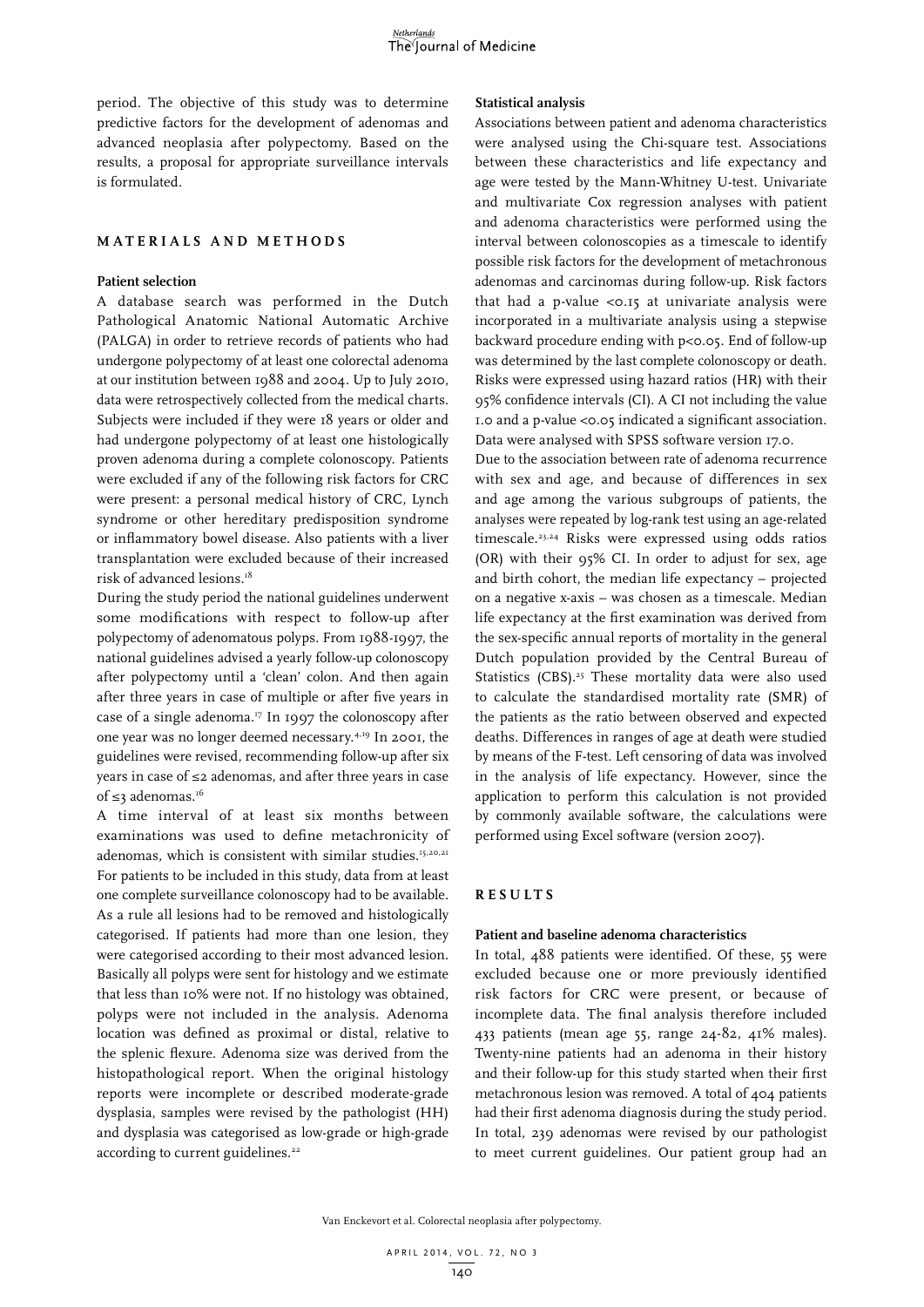period. The objective of this study was to determine predictive factors for the development of adenomas and advanced neoplasia after polypectomy. Based on the results, a proposal for appropriate surveillance intervals is formulated.

## MATERIALS AND METHODS

### Patient selection

A database search was performed in the Dutch Pathological Anatomic National Automatic Archive (PALGA) in order to retrieve records of patients who had undergone polypectomy of at least one colorectal adenoma at our institution between 1988 and 2004. Up to July 2010, data were retrospectively collected from the medical charts. Subjects were included if they were 18 years or older and had undergone polypectomy of at least one histologically proven adenoma during a complete colonoscopy. Patients were excluded if any of the following risk factors for CRC were present: a personal medical history of CRC, Lynch syndrome or other hereditary predisposition syndrome or inflammatory bowel disease. Also patients with a liver transplantation were excluded because of their increased risk of advanced lesions.[18]

During the study period the national guidelines underwent some modifications with respect to follow-up after polypectomy of adenomatous polyps. From 1988-1997, the national guidelines advised a yearly follow-up colonoscopy after polypectomy until a 'clean' colon. And then again after three years in case of multiple or after five years in case of a single adenoma.[17] In 1997 the colonoscopy after one year was no longer deemed necessary.[4,19] In 2001, the guidelines were revised, recommending follow-up after six years in case of ≤2 adenomas, and after three years in case of ≤3 adenomas.[16]

A time interval of at least six months between examinations was used to define metachronicity of adenomas, which is consistent with similar studies.[15,20,21] For patients to be included in this study, data from at least one complete surveillance colonoscopy had to be available. As a rule all lesions had to be removed and histologically categorised. If patients had more than one lesion, they were categorised according to their most advanced lesion. Basically all polyps were sent for histology and we estimate that less than 10% were not. If no histology was obtained, polyps were not included in the analysis. Adenoma location was defined as proximal or distal, relative to the splenic flexure. Adenoma size was derived from the histopathological report. When the original histology reports were incomplete or described moderate-grade dysplasia, samples were revised by the pathologist (HH) and dysplasia was categorised as low-grade or high-grade according to current guidelines.[22]

### Statistical analysis

Associations between patient and adenoma characteristics were analysed using the Chi-square test. Associations between these characteristics and life expectancy and age were tested by the Mann-Whitney U-test. Univariate and multivariate Cox regression analyses with patient and adenoma characteristics were performed using the interval between colonoscopies as a timescale to identify possible risk factors for the development of metachronous adenomas and carcinomas during follow-up. Risk factors that had a p-value $<0.15$ at univariate analysis were incorporated in a multivariate analysis using a stepwise backward procedure ending with $p<0.05$. End of follow-up was determined by the last complete colonoscopy or death. Risks were expressed using hazard ratios (HR) with their 95% confidence intervals (CI). A CI not including the value 1.0 and a p-value $<0.05$ indicated a significant association. Data were analysed with SPSS software version 17.0.

Due to the association between rate of adenoma recurrence with sex and age, and because of differences in sex and age among the various subgroups of patients, the analyses were repeated by log-rank test using an age-related timescale.[23,24] Risks were expressed using odds ratios (OR) with their 95% CI. In order to adjust for sex, age and birth cohort, the median life expectancy – projected on a negative x-axis – was chosen as a timescale. Median life expectancy at the first examination was derived from the sex-specific annual reports of mortality in the general Dutch population provided by the Central Bureau of Statistics (CBS).[25] These mortality data were also used to calculate the standardised mortality rate (SMR) of the patients as the ratio between observed and expected deaths. Differences in ranges of age at death were studied by means of the F-test. Left censoring of data was involved in the analysis of life expectancy. However, since the application to perform this calculation is not provided by commonly available software, the calculations were performed using Excel software (version 2007).

## RESULTS

### Patient and baseline adenoma characteristics

In total, 488 patients were identified. Of these, 55 were excluded because one or more previously identified risk factors for CRC were present, or because of incomplete data. The final analysis therefore included 433 patients (mean age 55, range 24-82, 41% males). Twenty-nine patients had an adenoma in their history and their follow-up for this study started when their first metachronous lesion was removed. A total of 404 patients had their first adenoma diagnosis during the study period. In total, 239 adenomas were revised by our pathologist to meet current guidelines. Our patient group had an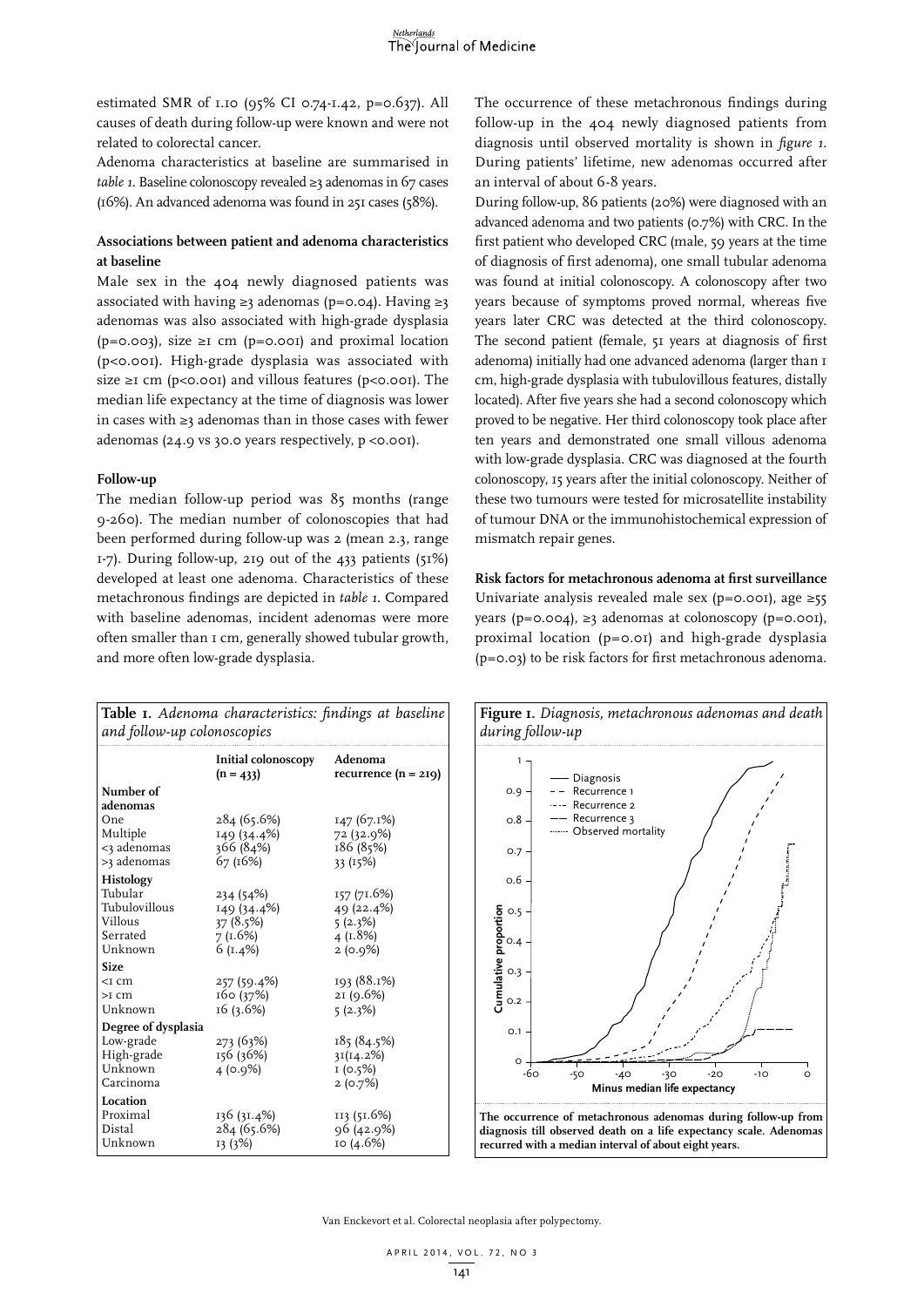estimated SMR of 1.10 (95% CI 0.74-1.42, p=0.637). All causes of death during follow-up were known and were not related to colorectal cancer.

Adenoma characteristics at baseline are summarised in *table 1*. Baseline colonoscopy revealed ≥3 adenomas in 67 cases (16%). An advanced adenoma was found in 251 cases (58%).

### Associations between patient and adenoma characteristics at baseline

Male sex in the 404 newly diagnosed patients was associated with having ≥3 adenomas (p=0.04). Having ≥3 adenomas was also associated with high-grade dysplasia (p=0.003), size ≥1 cm (p=0.001) and proximal location (p<0.001). High-grade dysplasia was associated with size ≥1 cm (p<0.001) and villous features (p<0.001). The median life expectancy at the time of diagnosis was lower in cases with ≥3 adenomas than in those cases with fewer adenomas (24.9 vs 30.0 years respectively, p <0.001).

### Follow-up

The median follow-up period was 85 months (range 9-260). The median number of colonoscopies that had been performed during follow-up was 2 (mean 2.3, range 1-7). During follow-up, 219 out of the 433 patients (51%) developed at least one adenoma. Characteristics of these metachronous findings are depicted in *table 1*. Compared with baseline adenomas, incident adenomas were more often smaller than 1 cm, generally showed tubular growth, and more often low-grade dysplasia.

**Table 1.** *Adenoma characteristics: findings at baseline and follow-up colonoscopies*

| | Initial colonoscopy (n = 433) | Adenoma recurrence (n = 219) |
|---|---|---|
| **Number of adenomas** | | |
| One | 284 (65.6%) | 147 (67.1%) |
| Multiple | 149 (34.4%) | 72 (32.9%) |
| <3 adenomas | 366 (84%) | 186 (85%) |
| >3 adenomas | 67 (16%) | 33 (15%) |
| **Histology** | | |
| Tubular | 234 (54%) | 157 (71.6%) |
| Tubulovillous | 149 (34.4%) | 49 (22.4%) |
| Villous | 37 (8.5%) | 5 (2.3%) |
| Serrated | 7 (1.6%) | 4 (1.8%) |
| Unknown | 6 (1.4%) | 2 (0.9%) |
| **Size** | | |
| <1 cm | 257 (59.4%) | 193 (88.1%) |
| >1 cm | 160 (37%) | 21 (9.6%) |
| Unknown | 16 (3.6%) | 5 (2.3%) |
| **Degree of dysplasia** | | |
| Low-grade | 273 (63%) | 185 (84.5%) |
| High-grade | 156 (36%) | 31(14.2%) |
| Unknown | 4 (0.9%) | 1 (0.5%) |
| Carcinoma | | 2 (0.7%) |
| **Location** | | |
| Proximal | 136 (31.4%) | 113 (51.6%) |
| Distal | 284 (65.6%) | 96 (42.9%) |
| Unknown | 13 (3%) | 10 (4.6%) |

The occurrence of these metachronous findings during follow-up in the 404 newly diagnosed patients from diagnosis until observed mortality is shown in *figure 1*. During patients' lifetime, new adenomas occurred after an interval of about 6-8 years.

During follow-up, 86 patients (20%) were diagnosed with an advanced adenoma and two patients (0.7%) with CRC. In the first patient who developed CRC (male, 59 years at the time of diagnosis of first adenoma), one small tubular adenoma was found at initial colonoscopy. A colonoscopy after two years because of symptoms proved normal, whereas five years later CRC was detected at the third colonoscopy. The second patient (female, 51 years at diagnosis of first adenoma) initially had one advanced adenoma (larger than 1 cm, high-grade dysplasia with tubulovillous features, distally located). After five years she had a second colonoscopy which proved to be negative. Her third colonoscopy took place after ten years and demonstrated one small villous adenoma with low-grade dysplasia. CRC was diagnosed at the fourth colonoscopy, 15 years after the initial colonoscopy. Neither of these two tumours were tested for microsatellite instability of tumour DNA or the immunohistochemical expression of mismatch repair genes.

### Risk factors for metachronous adenoma at first surveillance

Univariate analysis revealed male sex (p=0.001), age ≥55 years (p=0.004), ≥3 adenomas at colonoscopy (p=0.001), proximal location (p=0.01) and high-grade dysplasia (p=0.03) to be risk factors for first metachronous adenoma.

**Figure 1.** *Diagnosis, metachronous adenomas and death during follow-up*

**The occurrence of metachronous adenomas during follow-up from diagnosis till observed death on a life expectancy scale. Adenomas recurred with a median interval of about eight years.**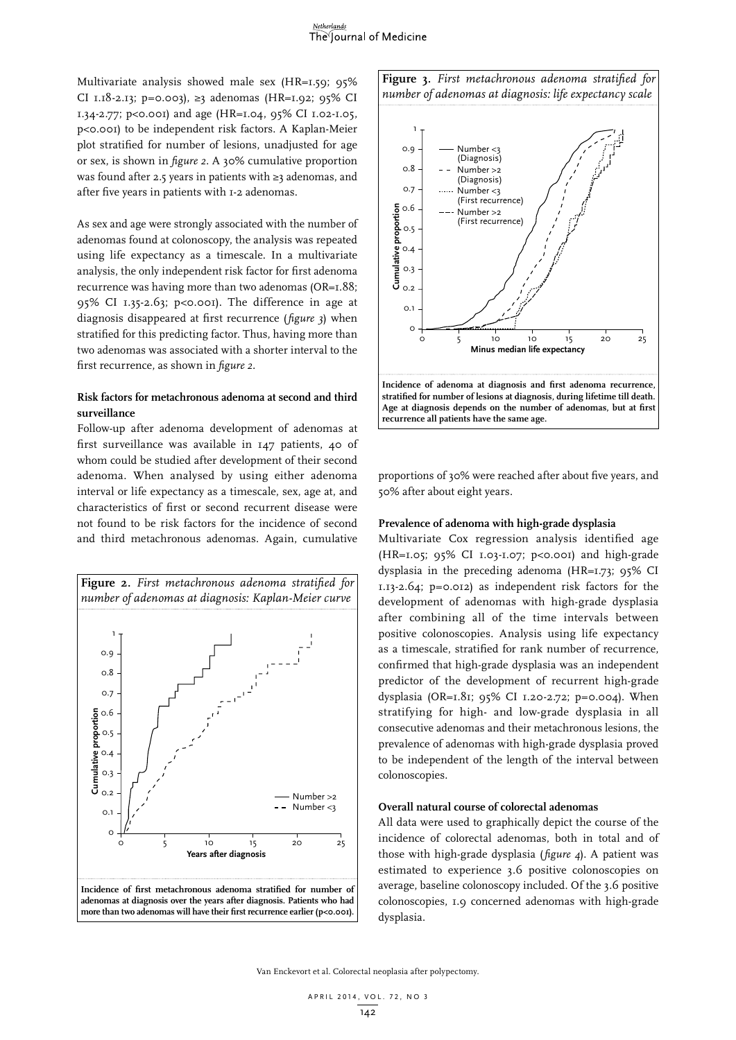Multivariate analysis showed male sex (HR=1.59; 95% CI 1.18-2.13; p=0.003), ≥3 adenomas (HR=1.92; 95% CI 1.34-2.77; p<0.001) and age (HR=1.04, 95% CI 1.02-1.05, p<0.001) to be independent risk factors. A Kaplan-Meier plot stratified for number of lesions, unadjusted for age or sex, is shown in *figure 2*. A 30% cumulative proportion was found after 2.5 years in patients with ≥3 adenomas, and after five years in patients with 1-2 adenomas.

As sex and age were strongly associated with the number of adenomas found at colonoscopy, the analysis was repeated using life expectancy as a timescale. In a multivariate analysis, the only independent risk factor for first adenoma recurrence was having more than two adenomas (OR=1.88; 95% CI 1.35-2.63; p<0.001). The difference in age at diagnosis disappeared at first recurrence (*figure 3*) when stratified for this predicting factor. Thus, having more than two adenomas was associated with a shorter interval to the first recurrence, as shown in *figure 2*.

### Risk factors for metachronous adenoma at second and third surveillance

Follow-up after adenoma development of adenomas at first surveillance was available in 147 patients, 40 of whom could be studied after development of their second adenoma. When analysed by using either adenoma interval or life expectancy as a timescale, sex, age at, and characteristics of first or second recurrent disease were not found to be risk factors for the incidence of second and third metachronous adenomas. Again, cumulative proportions of 30% were reached after about five years, and 50% after about eight years.

**Figure 2.** *First metachronous adenoma stratified for number of adenomas at diagnosis: Kaplan-Meier curve*

**Incidence of first metachronous adenoma stratified for number of adenomas at diagnosis over the years after diagnosis. Patients who had more than two adenomas will have their first recurrence earlier (p<0.001).**

**Figure 3.** *First metachronous adenoma stratified for number of adenomas at diagnosis: life expectancy scale*

**Incidence of adenoma at diagnosis and first adenoma recurrence, stratified for number of lesions at diagnosis, during lifetime till death. Age at diagnosis depends on the number of adenomas, but at first recurrence all patients have the same age.**

### Prevalence of adenoma with high-grade dysplasia

Multivariate Cox regression analysis identified age (HR=1.05; 95% CI 1.03-1.07; p<0.001) and high-grade dysplasia in the preceding adenoma (HR=1.73; 95% CI 1.13-2.64; p=0.012) as independent risk factors for the development of adenomas with high-grade dysplasia after combining all of the time intervals between positive colonoscopies. Analysis using life expectancy as a timescale, stratified for rank number of recurrence, confirmed that high-grade dysplasia was an independent predictor of the development of recurrent high-grade dysplasia (OR=1.81; 95% CI 1.20-2.72; p=0.004). When stratifying for high- and low-grade dysplasia in all consecutive adenomas and their metachronous lesions, the prevalence of adenomas with high-grade dysplasia proved to be independent of the length of the interval between colonoscopies.

### Overall natural course of colorectal adenomas

All data were used to graphically depict the course of the incidence of colorectal adenomas, both in total and of those with high-grade dysplasia (*figure 4*). A patient was estimated to experience 3.6 positive colonoscopies on average, baseline colonoscopy included. Of the 3.6 positive colonoscopies, 1.9 concerned adenomas with high-grade dysplasia.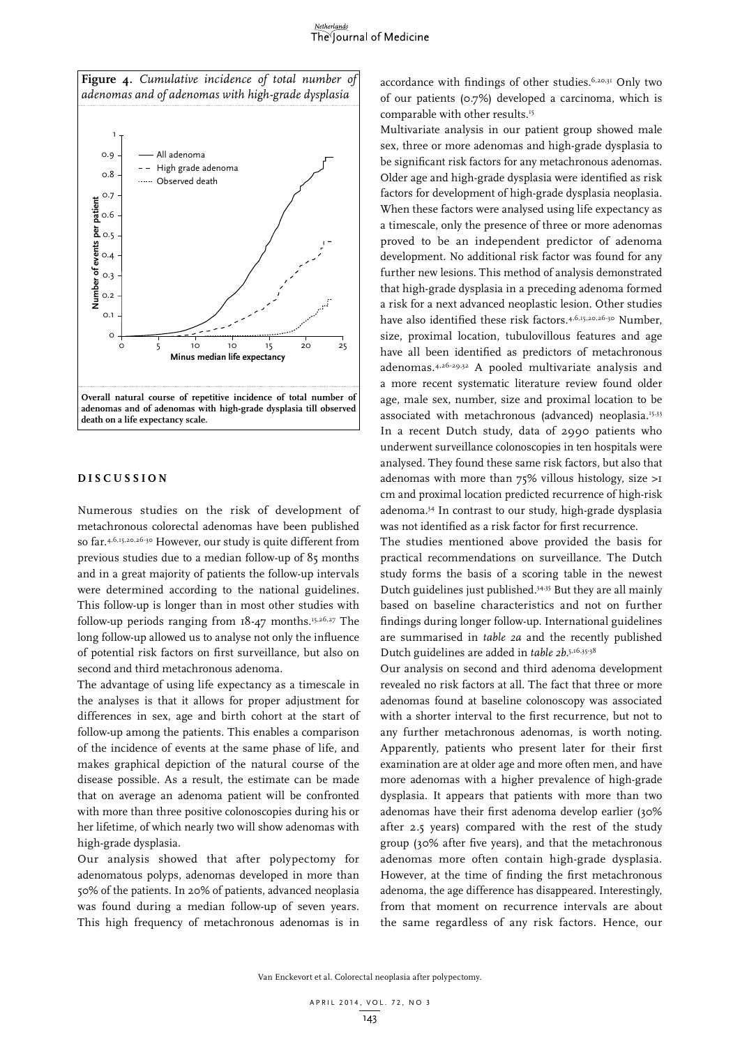**Figure 4.** *Cumulative incidence of total number of adenomas and of adenomas with high-grade dysplasia*

**Overall natural course of repetitive incidence of total number of adenomas and of adenomas with high-grade dysplasia till observed death on a life expectancy scale.**

## DISCUSSION

Numerous studies on the risk of development of metachronous colorectal adenomas have been published so far.[4,6,15,20,26-30] However, our study is quite different from previous studies due to a median follow-up of 85 months and in a great majority of patients the follow-up intervals were determined according to the national guidelines. This follow-up is longer than in most other studies with follow-up periods ranging from 18-47 months.[15,26,27] The long follow-up allowed us to analyse not only the influence of potential risk factors on first surveillance, but also on second and third metachronous adenoma.

The advantage of using life expectancy as a timescale in the analyses is that it allows for proper adjustment for differences in sex, age and birth cohort at the start of follow-up among the patients. This enables a comparison of the incidence of events at the same phase of life, and makes graphical depiction of the natural course of the disease possible. As a result, the estimate can be made that on average an adenoma patient will be confronted with more than three positive colonoscopies during his or her lifetime, of which nearly two will show adenomas with high-grade dysplasia.

Our analysis showed that after polypectomy for adenomatous polyps, adenomas developed in more than 50% of the patients. In 20% of patients, advanced neoplasia was found during a median follow-up of seven years. This high frequency of metachronous adenomas is in accordance with findings of other studies.[6,20,31] Only two of our patients (0.7%) developed a carcinoma, which is comparable with other results.[15]

Multivariate analysis in our patient group showed male sex, three or more adenomas and high-grade dysplasia to be significant risk factors for any metachronous adenomas. Older age and high-grade dysplasia were identified as risk factors for development of high-grade dysplasia neoplasia. When these factors were analysed using life expectancy as a timescale, only the presence of three or more adenomas proved to be an independent predictor of adenoma development. No additional risk factor was found for any further new lesions. This method of analysis demonstrated that high-grade dysplasia in a preceding adenoma formed a risk for a next advanced neoplastic lesion. Other studies have also identified these risk factors.[4,6,15,20,26-30] Number, size, proximal location, tubulovillous features and age have all been identified as predictors of metachronous adenomas.[4,26-29,32] A pooled multivariate analysis and a more recent systematic literature review found older age, male sex, number, size and proximal location to be associated with metachronous (advanced) neoplasia.[15,33] In a recent Dutch study, data of 2990 patients who underwent surveillance colonoscopies in ten hospitals were analysed. They found these same risk factors, but also that adenomas with more than 75% villous histology, size >1 cm and proximal location predicted recurrence of high-risk adenoma.[34] In contrast to our study, high-grade dysplasia was not identified as a risk factor for first recurrence.

The studies mentioned above provided the basis for practical recommendations on surveillance. The Dutch study forms the basis of a scoring table in the newest Dutch guidelines just published.[34,35] But they are all mainly based on baseline characteristics and not on further findings during longer follow-up. International guidelines are summarised in *table 2a* and the recently published Dutch guidelines are added in *table 2b*.[5,16,35-38]

Our analysis on second and third adenoma development revealed no risk factors at all. The fact that three or more adenomas found at baseline colonoscopy was associated with a shorter interval to the first recurrence, but not to any further metachronous adenomas, is worth noting. Apparently, patients who present later for their first examination are at older age and more often men, and have more adenomas with a higher prevalence of high-grade dysplasia. It appears that patients with more than two adenomas have their first adenoma develop earlier (30% after 2.5 years) compared with the rest of the study group (30% after five years), and that the metachronous adenomas more often contain high-grade dysplasia. However, at the time of finding the first metachronous adenoma, the age difference has disappeared. Interestingly, from that moment on recurrence intervals are about the same regardless of any risk factors. Hence, our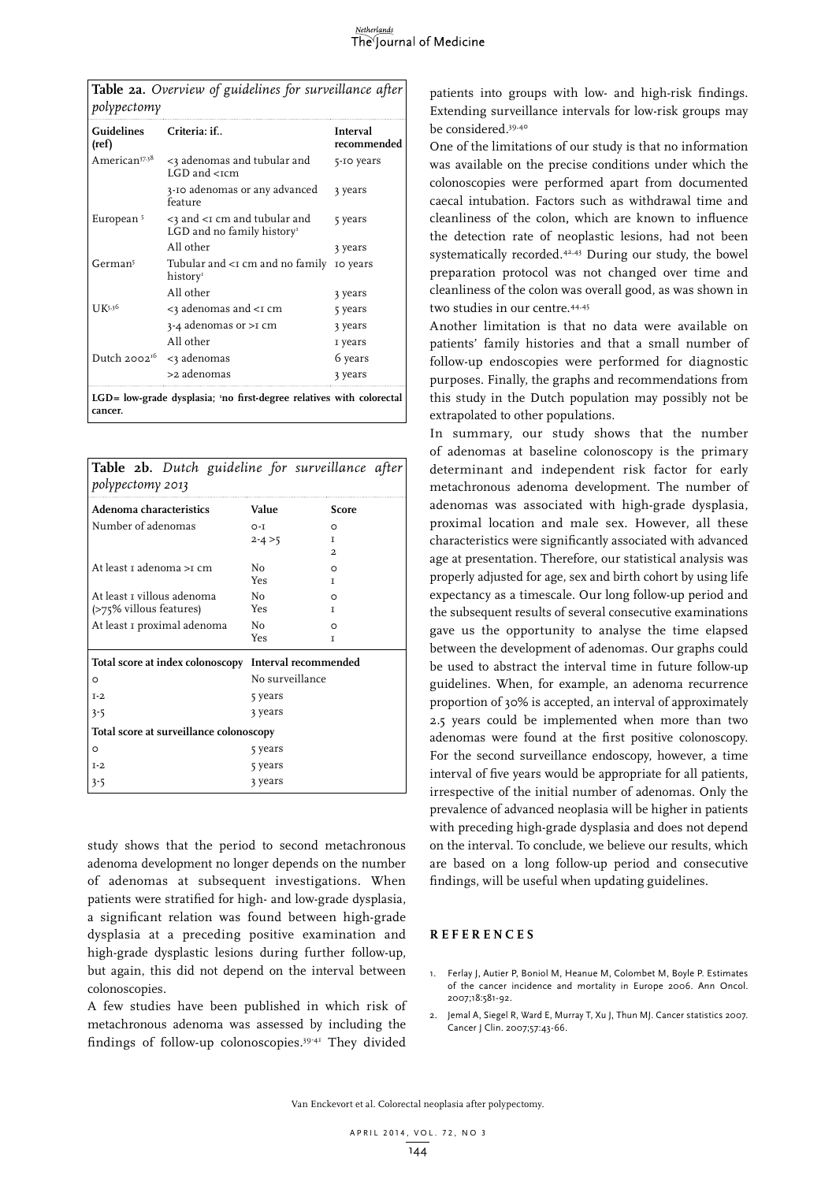**Table 2a.** *Overview of guidelines for surveillance after polypectomy*

| Guidelines (ref) | Criteria: if.. | Interval recommended |
|---|---|---|
| American[37,38] | <3 adenomas and tubular and LGD and <1cm | 5-10 years |
| | 3-10 adenomas or any advanced feature | 3 years |
| European [5] | <3 and <1 cm and tubular and LGD and no family history[1] | 5 years |
| | All other | 3 years |
| German[5] | Tubular and <1 cm and no family history[1] | 10 years |
| | All other | 3 years |
| UK[5,36] | <3 adenomas and <1 cm | 5 years |
| | 3-4 adenomas or >1 cm | 3 years |
| | All other | 1 years |
| Dutch 2002[16] | <3 adenomas | 6 years |
| | >2 adenomas | 3 years |

**LGD= low-grade dysplasia; [1]no first-degree relatives with colorectal cancer.**

**Table 2b.** *Dutch guideline for surveillance after polypectomy 2013*

| Adenoma characteristics | Value | Score |
|---|---|---|
| Number of adenomas | 0-1 | 0 |
| | 2-4 | 1 |
| | >5 | 2 |
| At least 1 adenoma >1 cm | No | 0 |
| | Yes | 1 |
| At least 1 villous adenoma (>75% villous features) | No | 0 |
| | Yes | 1 |
| At least 1 proximal adenoma | No | 0 |
| | Yes | 1 |
| **Total score at index colonoscopy** | **Interval recommended** | |
| 0 | No surveillance | |
| 1-2 | 5 years | |
| 3-5 | 3 years | |
| **Total score at surveillance colonoscopy** | | |
| 0 | 5 years | |
| 1-2 | 5 years | |
| 3-5 | 3 years | |

study shows that the period to second metachronous adenoma development no longer depends on the number of adenomas at subsequent investigations. When patients were stratified for high- and low-grade dysplasia, a significant relation was found between high-grade dysplasia at a preceding positive examination and high-grade dysplastic lesions during further follow-up, but again, this did not depend on the interval between colonoscopies.

A few studies have been published in which risk of metachronous adenoma was assessed by including the findings of follow-up colonoscopies.[39-41] They divided patients into groups with low- and high-risk findings. Extending surveillance intervals for low-risk groups may be considered.[39,40]

One of the limitations of our study is that no information was available on the precise conditions under which the colonoscopies were performed apart from documented caecal intubation. Factors such as withdrawal time and cleanliness of the colon, which are known to influence the detection rate of neoplastic lesions, had not been systematically recorded.[42,43] During our study, the bowel preparation protocol was not changed over time and cleanliness of the colon was overall good, as was shown in two studies in our centre.[44,45]

Another limitation is that no data were available on patients' family histories and that a small number of follow-up endoscopies were performed for diagnostic purposes. Finally, the graphs and recommendations from this study in the Dutch population may possibly not be extrapolated to other populations.

In summary, our study shows that the number of adenomas at baseline colonoscopy is the primary determinant and independent risk factor for early metachronous adenoma development. The number of adenomas was associated with high-grade dysplasia, proximal location and male sex. However, all these characteristics were significantly associated with advanced age at presentation. Therefore, our statistical analysis was properly adjusted for age, sex and birth cohort by using life expectancy as a timescale. Our long follow-up period and the subsequent results of several consecutive examinations gave us the opportunity to analyse the time elapsed between the development of adenomas. Our graphs could be used to abstract the interval time in future follow-up guidelines. When, for example, an adenoma recurrence proportion of 30% is accepted, an interval of approximately 2.5 years could be implemented when more than two adenomas were found at the first positive colonoscopy. For the second surveillance endoscopy, however, a time interval of five years would be appropriate for all patients, irrespective of the initial number of adenomas. Only the prevalence of advanced neoplasia will be higher in patients with preceding high-grade dysplasia and does not depend on the interval. To conclude, we believe our results, which are based on a long follow-up period and consecutive findings, will be useful when updating guidelines.

## REFERENCES

1. Ferlay J, Autier P, Boniol M, Heanue M, Colombet M, Boyle P. Estimates of the cancer incidence and mortality in Europe 2006. Ann Oncol. 2007;18:581-92.
2. Jemal A, Siegel R, Ward E, Murray T, Xu J, Thun MJ. Cancer statistics 2007. Cancer J Clin. 2007;57:43-66.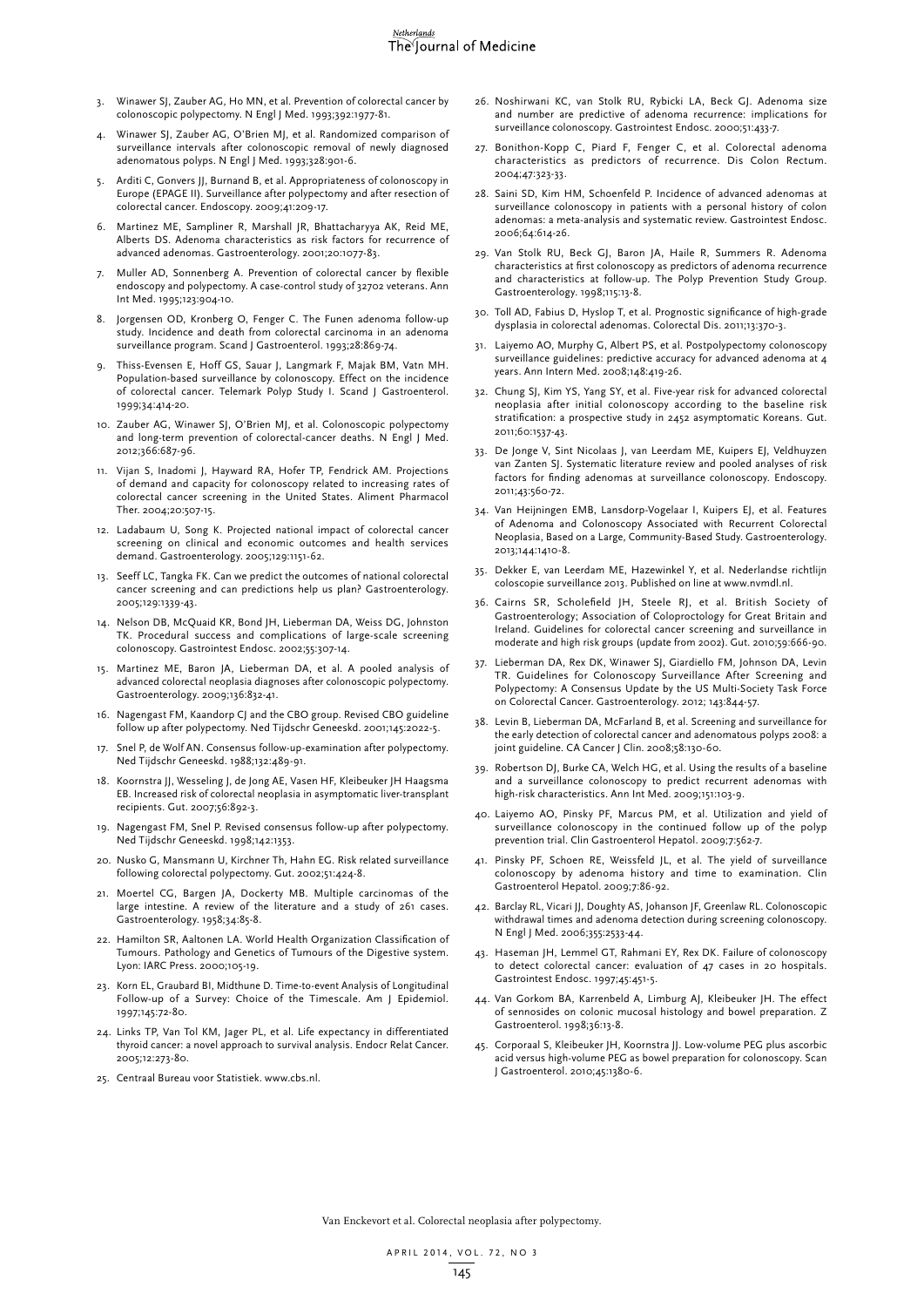3. Winawer SJ, Zauber AG, Ho MN, et al. Prevention of colorectal cancer by colonoscopic polypectomy. N Engl J Med. 1993;392:1977-81.
4. Winawer SJ, Zauber AG, O'Brien MJ, et al. Randomized comparison of surveillance intervals after colonoscopic removal of newly diagnosed adenomatous polyps. N Engl J Med. 1993;328:901-6.
5. Arditi C, Gonvers JJ, Burnand B, et al. Appropriateness of colonoscopy in Europe (EPAGE II). Surveillance after polypectomy and after resection of colorectal cancer. Endoscopy. 2009;41:209-17.
6. Martinez ME, Sampliner R, Marshall JR, Bhattacharyya AK, Reid ME, Alberts DS. Adenoma characteristics as risk factors for recurrence of advanced adenomas. Gastroenterology. 2001;20:1077-83.
7. Muller AD, Sonnenberg A. Prevention of colorectal cancer by flexible endoscopy and polypectomy. A case-control study of 32702 veterans. Ann Int Med. 1995;123:904-10.
8. Jorgensen OD, Kronberg O, Fenger C. The Funen adenoma follow-up study. Incidence and death from colorectal carcinoma in an adenoma surveillance program. Scand J Gastroenterol. 1993;28:869-74.
9. Thiss-Evensen E, Hoff GS, Sauar J, Langmark F, Majak BM, Vatn MH. Population-based surveillance by colonoscopy. Effect on the incidence of colorectal cancer. Telemark Polyp Study I. Scand J Gastroenterol. 1999;34:414-20.
10. Zauber AG, Winawer SJ, O'Brien MJ, et al. Colonoscopic polypectomy and long-term prevention of colorectal-cancer deaths. N Engl J Med. 2012;366:687-96.
11. Vijan S, Inadomi J, Hayward RA, Hofer TP, Fendrick AM. Projections of demand and capacity for colonoscopy related to increasing rates of colorectal cancer screening in the United States. Aliment Pharmacol Ther. 2004;20:507-15.
12. Ladabaum U, Song K. Projected national impact of colorectal cancer screening on clinical and economic outcomes and health services demand. Gastroenterology. 2005;129:1151-62.
13. Seeff LC, Tangka FK. Can we predict the outcomes of national colorectal cancer screening and can predictions help us plan? Gastroenterology. 2005;129:1339-43.
14. Nelson DB, McQuaid KR, Bond JH, Lieberman DA, Weiss DG, Johnston TK. Procedural success and complications of large-scale screening colonoscopy. Gastrointest Endosc. 2002;55:307-14.
15. Martinez ME, Baron JA, Lieberman DA, et al. A pooled analysis of advanced colorectal neoplasia diagnoses after colonoscopic polypectomy. Gastroenterology. 2009;136:832-41.
16. Nagengast FM, Kaandorp CJ and the CBO group. Revised CBO guideline follow up after polypectomy. Ned Tijdschr Geneeskd. 2001;145:2022-5.
17. Snel P, de Wolf AN. Consensus follow-up-examination after polypectomy. Ned Tijdschr Geneeskd. 1988;132:489-91.
18. Koornstra JJ, Wesseling J, de Jong AE, Vasen HF, Kleibeuker JH Haagsma EB. Increased risk of colorectal neoplasia in asymptomatic liver-transplant recipients. Gut. 2007;56:892-3.
19. Nagengast FM, Snel P. Revised consensus follow-up after polypectomy. Ned Tijdschr Geneeskd. 1998;142:1353.
20. Nusko G, Mansmann U, Kirchner Th, Hahn EG. Risk related surveillance following colorectal polypectomy. Gut. 2002;51:424-8.
21. Moertel CG, Bargen JA, Dockerty MB. Multiple carcinomas of the large intestine. A review of the literature and a study of 261 cases. Gastroenterology. 1958;34:85-8.
22. Hamilton SR, Aaltonen LA. World Health Organization Classification of Tumours. Pathology and Genetics of Tumours of the Digestive system. Lyon: IARC Press. 2000;105-19.
23. Korn EL, Graubard BI, Midthune D. Time-to-event Analysis of Longitudinal Follow-up of a Survey: Choice of the Timescale. Am J Epidemiol. 1997;145:72-80.
24. Links TP, Van Tol KM, Jager PL, et al. Life expectancy in differentiated thyroid cancer: a novel approach to survival analysis. Endocr Relat Cancer. 2005;12:273-80.
25. Centraal Bureau voor Statistiek. www.cbs.nl.
26. Noshirwani KC, van Stolk RU, Rybicki LA, Beck GJ. Adenoma size and number are predictive of adenoma recurrence: implications for surveillance colonoscopy. Gastrointest Endosc. 2000;51:433-7.
27. Bonithon-Kopp C, Piard F, Fenger C, et al. Colorectal adenoma characteristics as predictors of recurrence. Dis Colon Rectum. 2004;47:323-33.
28. Saini SD, Kim HM, Schoenfeld P. Incidence of advanced adenomas at surveillance colonoscopy in patients with a personal history of colon adenomas: a meta-analysis and systematic review. Gastrointest Endosc. 2006;64:614-26.
29. Van Stolk RU, Beck GJ, Baron JA, Haile R, Summers R. Adenoma characteristics at first colonoscopy as predictors of adenoma recurrence and characteristics at follow-up. The Polyp Prevention Study Group. Gastroenterology. 1998;115:13-8.
30. Toll AD, Fabius D, Hyslop T, et al. Prognostic significance of high-grade dysplasia in colorectal adenomas. Colorectal Dis. 2011;13:370-3.
31. Laiyemo AO, Murphy G, Albert PS, et al. Postpolypectomy colonoscopy surveillance guidelines: predictive accuracy for advanced adenoma at 4 years. Ann Intern Med. 2008;148:419-26.
32. Chung SJ, Kim YS, Yang SY, et al. Five-year risk for advanced colorectal neoplasia after initial colonoscopy according to the baseline risk stratification: a prospective study in 2452 asymptomatic Koreans. Gut. 2011;60:1537-43.
33. De Jonge V, Sint Nicolaas J, van Leerdam ME, Kuipers EJ, Veldhuyzen van Zanten SJ. Systematic literature review and pooled analyses of risk factors for finding adenomas at surveillance colonoscopy. Endoscopy. 2011;43:560-72.
34. Van Heijningen EMB, Lansdorp-Vogelaar I, Kuipers EJ, et al. Features of Adenoma and Colonoscopy Associated with Recurrent Colorectal Neoplasia, Based on a Large, Community-Based Study. Gastroenterology. 2013;144:1410-8.
35. Dekker E, van Leerdam ME, Hazewinkel Y, et al. Nederlandse richtlijn coloscopie surveillance 2013. Published on line at www.nvmdl.nl.
36. Cairns SR, Scholefield JH, Steele RJ, et al. British Society of Gastroenterology; Association of Coloproctology for Great Britain and Ireland. Guidelines for colorectal cancer screening and surveillance in moderate and high risk groups (update from 2002). Gut. 2010;59:666-90.
37. Lieberman DA, Rex DK, Winawer SJ, Giardiello FM, Johnson DA, Levin TR. Guidelines for Colonoscopy Surveillance After Screening and Polypectomy: A Consensus Update by the US Multi-Society Task Force on Colorectal Cancer. Gastroenterology. 2012; 143:844-57.
38. Levin B, Lieberman DA, McFarland B, et al. Screening and surveillance for the early detection of colorectal cancer and adenomatous polyps 2008: a joint guideline. CA Cancer J Clin. 2008;58:130-60.
39. Robertson DJ, Burke CA, Welch HG, et al. Using the results of a baseline and a surveillance colonoscopy to predict recurrent adenomas with high-risk characteristics. Ann Int Med. 2009;151:103-9.
40. Laiyemo AO, Pinsky PF, Marcus PM, et al. Utilization and yield of surveillance colonoscopy in the continued follow up of the polyp prevention trial. Clin Gastroenterol Hepatol. 2009;7:562-7.
41. Pinsky PF, Schoen RE, Weissfeld JL, et al. The yield of surveillance colonoscopy by adenoma history and time to examination. Clin Gastroenterol Hepatol. 2009;7:86-92.
42. Barclay RL, Vicari JJ, Doughty AS, Johanson JF, Greenlaw RL. Colonoscopic withdrawal times and adenoma detection during screening colonoscopy. N Engl J Med. 2006;355:2533-44.
43. Haseman JH, Lemmel GT, Rahmani EY, Rex DK. Failure of colonoscopy to detect colorectal cancer: evaluation of 47 cases in 20 hospitals. Gastrointest Endosc. 1997;45:451-5.
44. Van Gorkom BA, Karrenbeld A, Limburg AJ, Kleibeuker JH. The effect of sennosides on colonic mucosal histology and bowel preparation. Z Gastroenterol. 1998;36:13-8.
45. Corporaal S, Kleibeuker JH, Koornstra JJ. Low-volume PEG plus ascorbic acid versus high-volume PEG as bowel preparation for colonoscopy. Scan J Gastroenterol. 2010;45:1380-6.